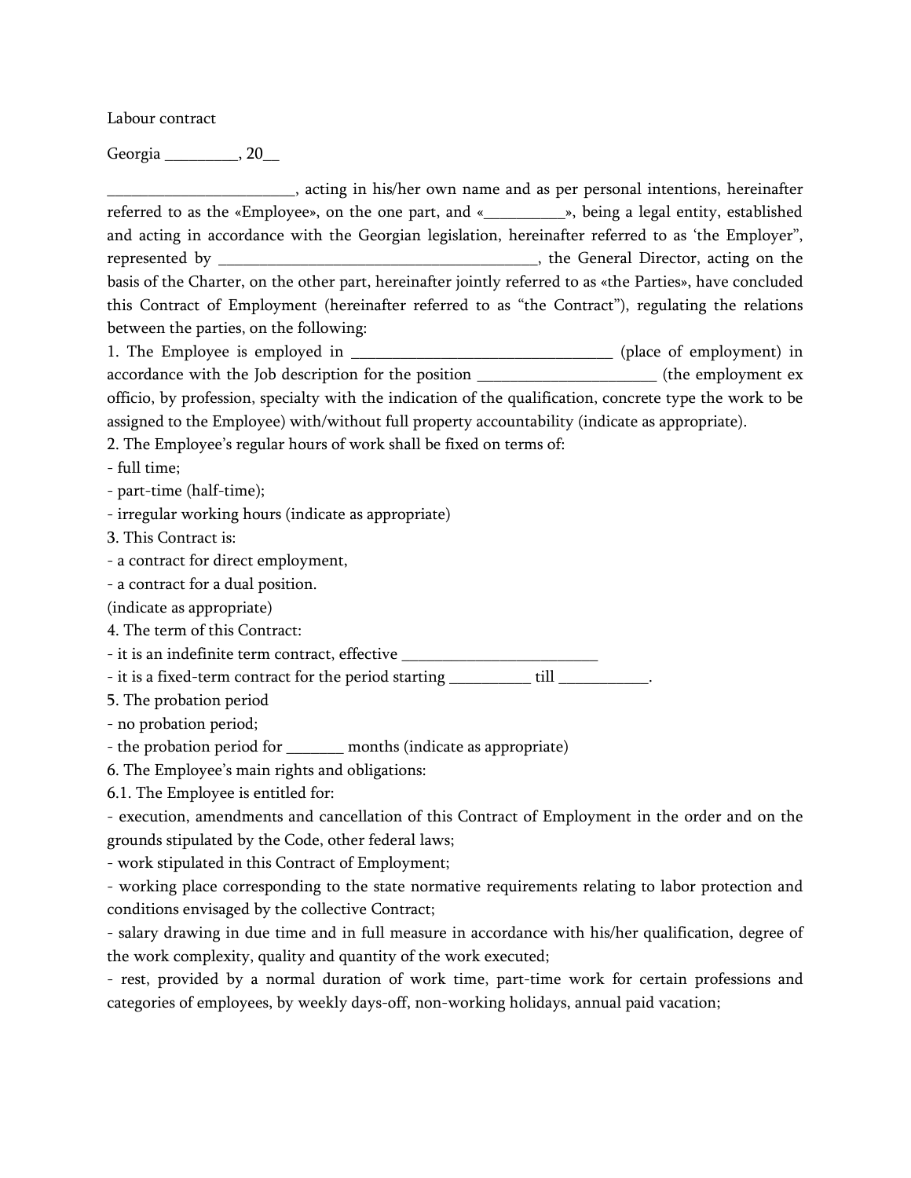Labour contract

Georgia _________, 20__

_______________________, acting in his/her own name and as per personal intentions, hereinafter referred to as the «Employee», on the one part, and «__________», being a legal entity, established and acting in accordance with the Georgian legislation, hereinafter referred to as 'the Employer", represented by ________________________________________, the General Director, acting on the basis of the Charter, on the other part, hereinafter jointly referred to as «the Parties», have concluded this Contract of Employment (hereinafter referred to as "the Contract"), regulating the relations between the parties, on the following:

1. The Employee is employed in _________________________________ (place of employment) in accordance with the Job description for the position ______________________ (the employment ex officio, by profession, specialty with the indication of the qualification, concrete type the work to be assigned to the Employee) with/without full property accountability (indicate as appropriate).

2. The Employee's regular hours of work shall be fixed on terms of:

- full time;
- part-time (half-time);
- irregular working hours (indicate as appropriate)

3. This Contract is:

- a contract for direct employment,
- a contract for a dual position.

(indicate as appropriate)

4. The term of this Contract:

- it is an indefinite term contract, effective _________________________
- it is a fixed-term contract for the period starting __________ till ___________.

5. The probation period

- no probation period;
- the probation period for _______ months (indicate as appropriate)

6. The Employee's main rights and obligations:

6.1. The Employee is entitled for:

- execution, amendments and cancellation of this Contract of Employment in the order and on the grounds stipulated by the Code, other federal laws;
- work stipulated in this Contract of Employment;
- working place corresponding to the state normative requirements relating to labor protection and conditions envisaged by the collective Contract;
- salary drawing in due time and in full measure in accordance with his/her qualification, degree of the work complexity, quality and quantity of the work executed;
- rest, provided by a normal duration of work time, part-time work for certain professions and categories of employees, by weekly days-off, non-working holidays, annual paid vacation;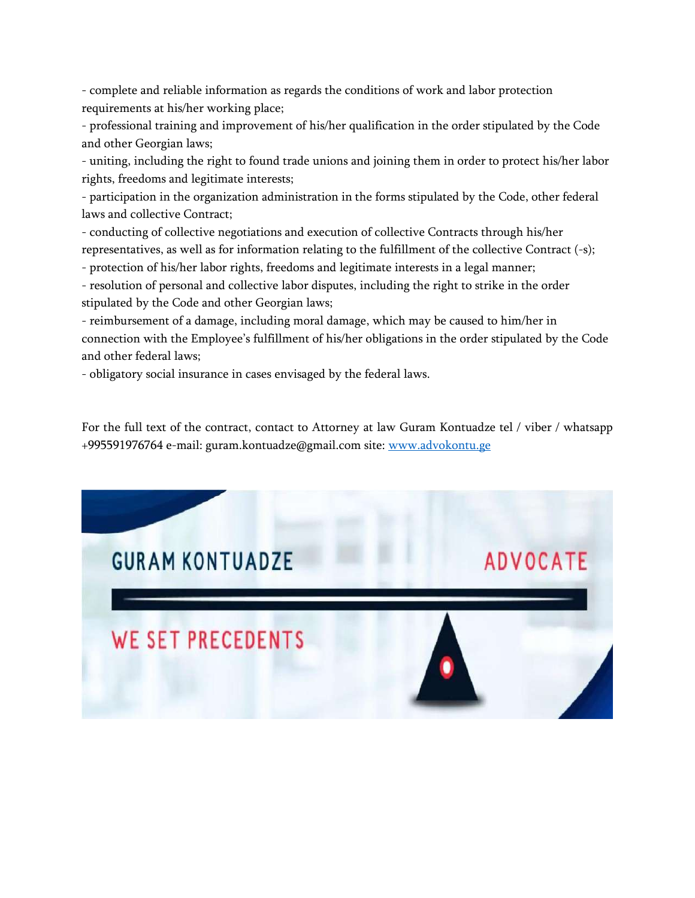- complete and reliable information as regards the conditions of work and labor protection requirements at his/her working place;
- professional training and improvement of his/her qualification in the order stipulated by the Code and other Georgian laws;
- uniting, including the right to found trade unions and joining them in order to protect his/her labor rights, freedoms and legitimate interests;
- participation in the organization administration in the forms stipulated by the Code, other federal laws and collective Contract;
- conducting of collective negotiations and execution of collective Contracts through his/her representatives, as well as for information relating to the fulfillment of the collective Contract (-s);
- protection of his/her labor rights, freedoms and legitimate interests in a legal manner;
- resolution of personal and collective labor disputes, including the right to strike in the order stipulated by the Code and other Georgian laws;
- reimbursement of a damage, including moral damage, which may be caused to him/her in connection with the Employee's fulfillment of his/her obligations in the order stipulated by the Code and other federal laws;
- obligatory social insurance in cases envisaged by the federal laws.

For the full text of the contract, contact to Attorney at law Guram Kontuadze tel / viber / whatsapp +995591976764 e-mail: guram.kontuadze@gmail.com site: [www.advokontu.ge](http://www.advokontu.ge)

GURAM KONTUADZE ADVOCATE

WE SET PRECEDENTS